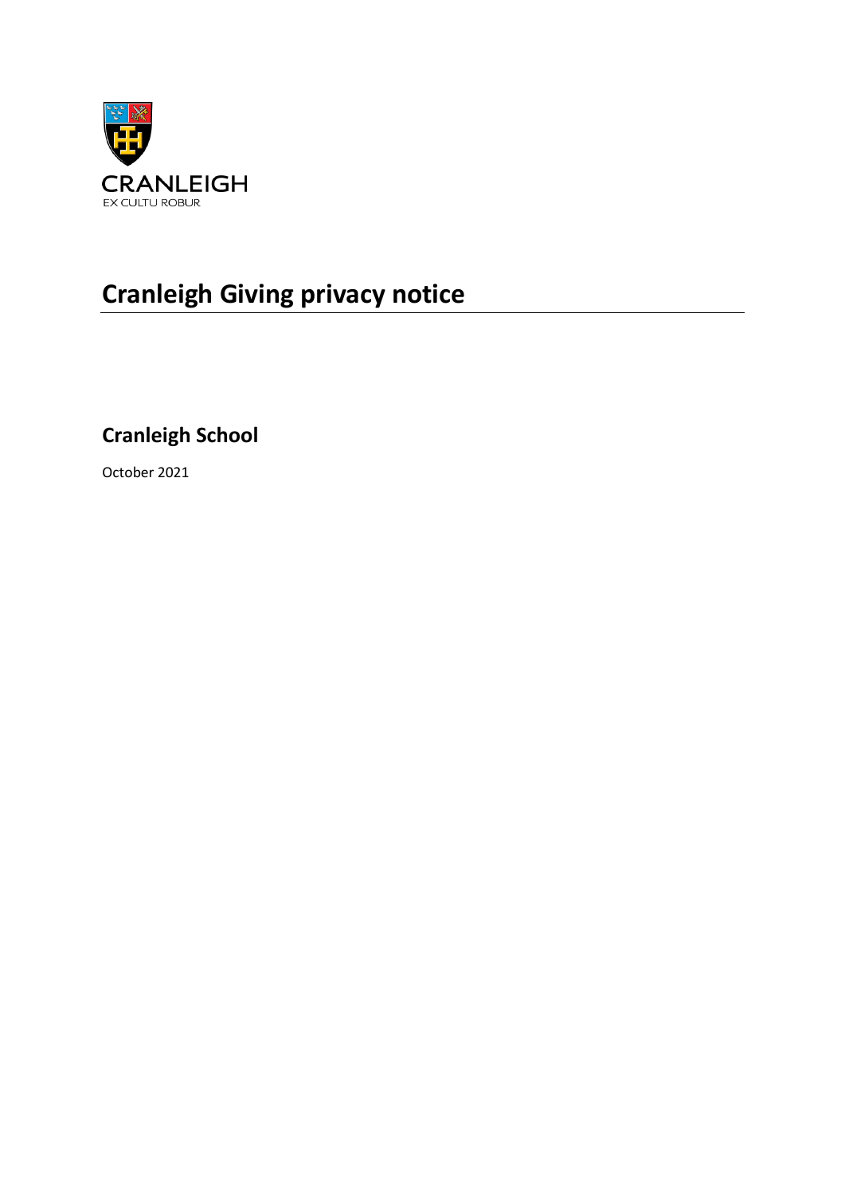CRANLEIGH

EX CULTU ROBUR

# Cranleigh Giving privacy notice

## Cranleigh School

October 2021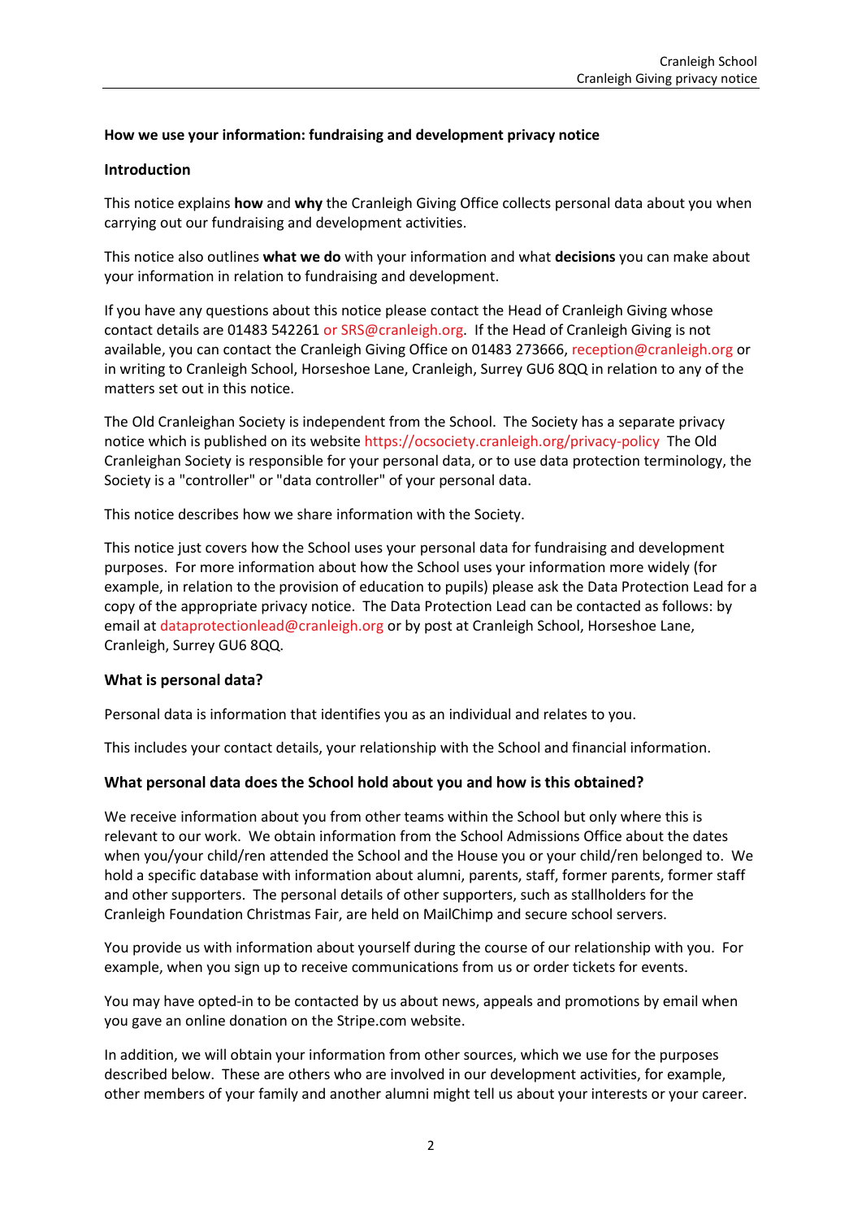**How we use your information: fundraising and development privacy notice**

**Introduction**

This notice explains **how** and **why** the Cranleigh Giving Office collects personal data about you when carrying out our fundraising and development activities.

This notice also outlines **what we do** with your information and what **decisions** you can make about your information in relation to fundraising and development.

If you have any questions about this notice please contact the Head of Cranleigh Giving whose contact details are 01483 542261 or SRS@cranleigh.org. If the Head of Cranleigh Giving is not available, you can contact the Cranleigh Giving Office on 01483 273666, reception@cranleigh.org or in writing to Cranleigh School, Horseshoe Lane, Cranleigh, Surrey GU6 8QQ in relation to any of the matters set out in this notice.

The Old Cranleighan Society is independent from the School. The Society has a separate privacy notice which is published on its website https://ocsociety.cranleigh.org/privacy-policy The Old Cranleighan Society is responsible for your personal data, or to use data protection terminology, the Society is a "controller" or "data controller" of your personal data.

This notice describes how we share information with the Society.

This notice just covers how the School uses your personal data for fundraising and development purposes. For more information about how the School uses your information more widely (for example, in relation to the provision of education to pupils) please ask the Data Protection Lead for a copy of the appropriate privacy notice. The Data Protection Lead can be contacted as follows: by email at dataprotectionlead@cranleigh.org or by post at Cranleigh School, Horseshoe Lane, Cranleigh, Surrey GU6 8QQ.

**What is personal data?**

Personal data is information that identifies you as an individual and relates to you.

This includes your contact details, your relationship with the School and financial information.

**What personal data does the School hold about you and how is this obtained?**

We receive information about you from other teams within the School but only where this is relevant to our work. We obtain information from the School Admissions Office about the dates when you/your child/ren attended the School and the House you or your child/ren belonged to. We hold a specific database with information about alumni, parents, staff, former parents, former staff and other supporters. The personal details of other supporters, such as stallholders for the Cranleigh Foundation Christmas Fair, are held on MailChimp and secure school servers.

You provide us with information about yourself during the course of our relationship with you. For example, when you sign up to receive communications from us or order tickets for events.

You may have opted-in to be contacted by us about news, appeals and promotions by email when you gave an online donation on the Stripe.com website.

In addition, we will obtain your information from other sources, which we use for the purposes described below. These are others who are involved in our development activities, for example, other members of your family and another alumni might tell us about your interests or your career.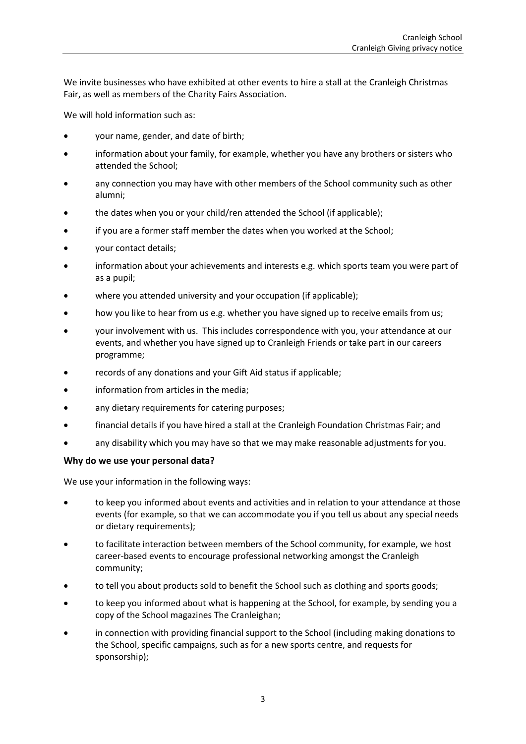We invite businesses who have exhibited at other events to hire a stall at the Cranleigh Christmas Fair, as well as members of the Charity Fairs Association.

We will hold information such as:

- your name, gender, and date of birth;
- information about your family, for example, whether you have any brothers or sisters who attended the School;
- any connection you may have with other members of the School community such as other alumni;
- the dates when you or your child/ren attended the School (if applicable);
- if you are a former staff member the dates when you worked at the School;
- your contact details;
- information about your achievements and interests e.g. which sports team you were part of as a pupil;
- where you attended university and your occupation (if applicable);
- how you like to hear from us e.g. whether you have signed up to receive emails from us;
- your involvement with us. This includes correspondence with you, your attendance at our events, and whether you have signed up to Cranleigh Friends or take part in our careers programme;
- records of any donations and your Gift Aid status if applicable;
- information from articles in the media;
- any dietary requirements for catering purposes;
- financial details if you have hired a stall at the Cranleigh Foundation Christmas Fair; and
- any disability which you may have so that we may make reasonable adjustments for you.

**Why do we use your personal data?**

We use your information in the following ways:

- to keep you informed about events and activities and in relation to your attendance at those events (for example, so that we can accommodate you if you tell us about any special needs or dietary requirements);
- to facilitate interaction between members of the School community, for example, we host career-based events to encourage professional networking amongst the Cranleigh community;
- to tell you about products sold to benefit the School such as clothing and sports goods;
- to keep you informed about what is happening at the School, for example, by sending you a copy of the School magazines The Cranleighan;
- in connection with providing financial support to the School (including making donations to the School, specific campaigns, such as for a new sports centre, and requests for sponsorship);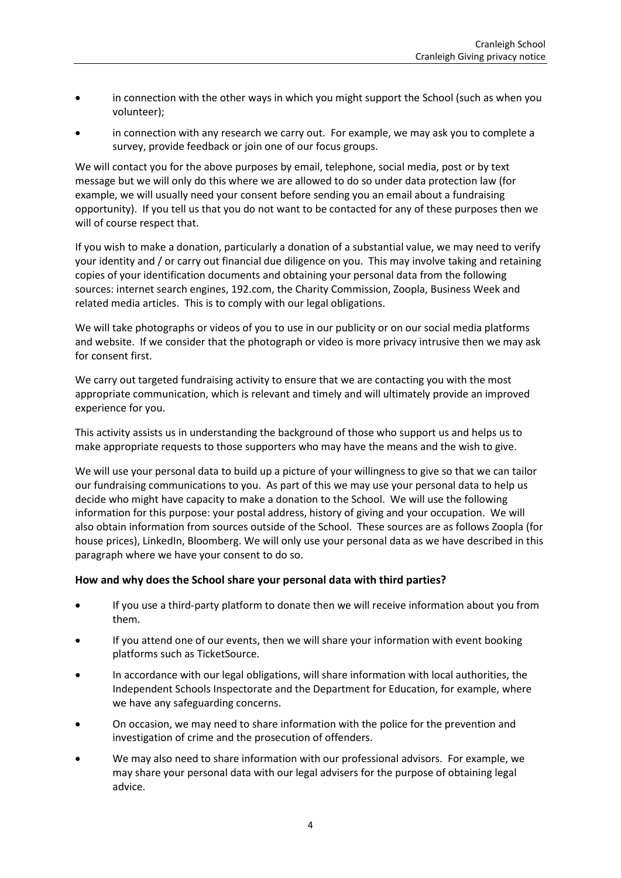- in connection with the other ways in which you might support the School (such as when you volunteer);
- in connection with any research we carry out. For example, we may ask you to complete a survey, provide feedback or join one of our focus groups.

We will contact you for the above purposes by email, telephone, social media, post or by text message but we will only do this where we are allowed to do so under data protection law (for example, we will usually need your consent before sending you an email about a fundraising opportunity). If you tell us that you do not want to be contacted for any of these purposes then we will of course respect that.

If you wish to make a donation, particularly a donation of a substantial value, we may need to verify your identity and / or carry out financial due diligence on you. This may involve taking and retaining copies of your identification documents and obtaining your personal data from the following sources: internet search engines, 192.com, the Charity Commission, Zoopla, Business Week and related media articles. This is to comply with our legal obligations.

We will take photographs or videos of you to use in our publicity or on our social media platforms and website. If we consider that the photograph or video is more privacy intrusive then we may ask for consent first.

We carry out targeted fundraising activity to ensure that we are contacting you with the most appropriate communication, which is relevant and timely and will ultimately provide an improved experience for you.

This activity assists us in understanding the background of those who support us and helps us to make appropriate requests to those supporters who may have the means and the wish to give.

We will use your personal data to build up a picture of your willingness to give so that we can tailor our fundraising communications to you. As part of this we may use your personal data to help us decide who might have capacity to make a donation to the School. We will use the following information for this purpose: your postal address, history of giving and your occupation. We will also obtain information from sources outside of the School. These sources are as follows Zoopla (for house prices), LinkedIn, Bloomberg. We will only use your personal data as we have described in this paragraph where we have your consent to do so.

**How and why does the School share your personal data with third parties?**

- If you use a third-party platform to donate then we will receive information about you from them.
- If you attend one of our events, then we will share your information with event booking platforms such as TicketSource.
- In accordance with our legal obligations, will share information with local authorities, the Independent Schools Inspectorate and the Department for Education, for example, where we have any safeguarding concerns.
- On occasion, we may need to share information with the police for the prevention and investigation of crime and the prosecution of offenders.
- We may also need to share information with our professional advisors. For example, we may share your personal data with our legal advisers for the purpose of obtaining legal advice.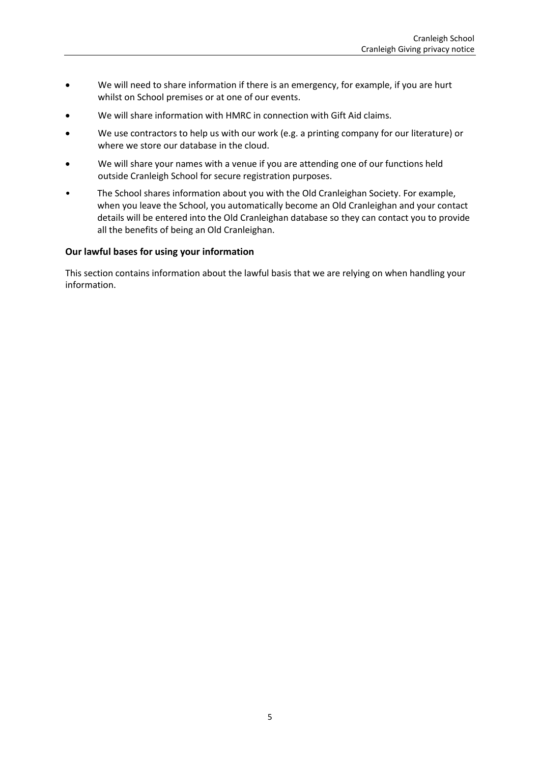- We will need to share information if there is an emergency, for example, if you are hurt whilst on School premises or at one of our events.
- We will share information with HMRC in connection with Gift Aid claims.
- We use contractors to help us with our work (e.g. a printing company for our literature) or where we store our database in the cloud.
- We will share your names with a venue if you are attending one of our functions held outside Cranleigh School for secure registration purposes.
- The School shares information about you with the Old Cranleighan Society. For example, when you leave the School, you automatically become an Old Cranleighan and your contact details will be entered into the Old Cranleighan database so they can contact you to provide all the benefits of being an Old Cranleighan.

**Our lawful bases for using your information**

This section contains information about the lawful basis that we are relying on when handling your information.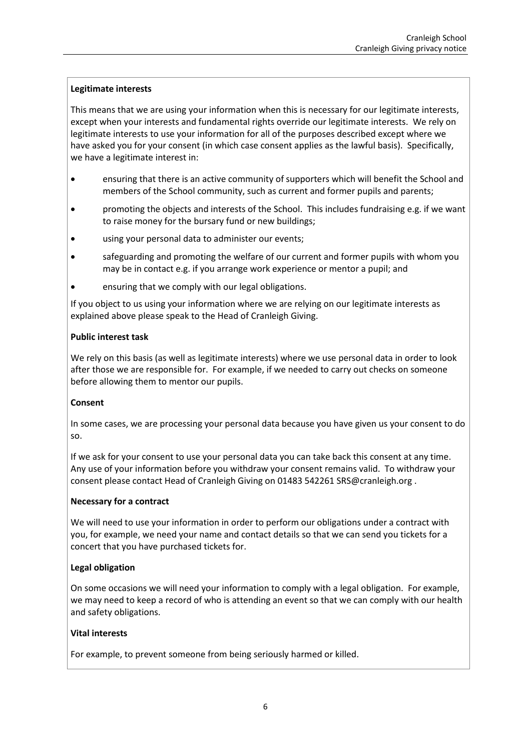**Legitimate interests**

This means that we are using your information when this is necessary for our legitimate interests, except when your interests and fundamental rights override our legitimate interests. We rely on legitimate interests to use your information for all of the purposes described except where we have asked you for your consent (in which case consent applies as the lawful basis). Specifically, we have a legitimate interest in:

- ensuring that there is an active community of supporters which will benefit the School and members of the School community, such as current and former pupils and parents;
- promoting the objects and interests of the School. This includes fundraising e.g. if we want to raise money for the bursary fund or new buildings;
- using your personal data to administer our events;
- safeguarding and promoting the welfare of our current and former pupils with whom you may be in contact e.g. if you arrange work experience or mentor a pupil; and
- ensuring that we comply with our legal obligations.

If you object to us using your information where we are relying on our legitimate interests as explained above please speak to the Head of Cranleigh Giving.

**Public interest task**

We rely on this basis (as well as legitimate interests) where we use personal data in order to look after those we are responsible for. For example, if we needed to carry out checks on someone before allowing them to mentor our pupils.

**Consent**

In some cases, we are processing your personal data because you have given us your consent to do so.

If we ask for your consent to use your personal data you can take back this consent at any time. Any use of your information before you withdraw your consent remains valid. To withdraw your consent please contact Head of Cranleigh Giving on 01483 542261 SRS@cranleigh.org .

**Necessary for a contract**

We will need to use your information in order to perform our obligations under a contract with you, for example, we need your name and contact details so that we can send you tickets for a concert that you have purchased tickets for.

**Legal obligation**

On some occasions we will need your information to comply with a legal obligation. For example, we may need to keep a record of who is attending an event so that we can comply with our health and safety obligations.

**Vital interests**

For example, to prevent someone from being seriously harmed or killed.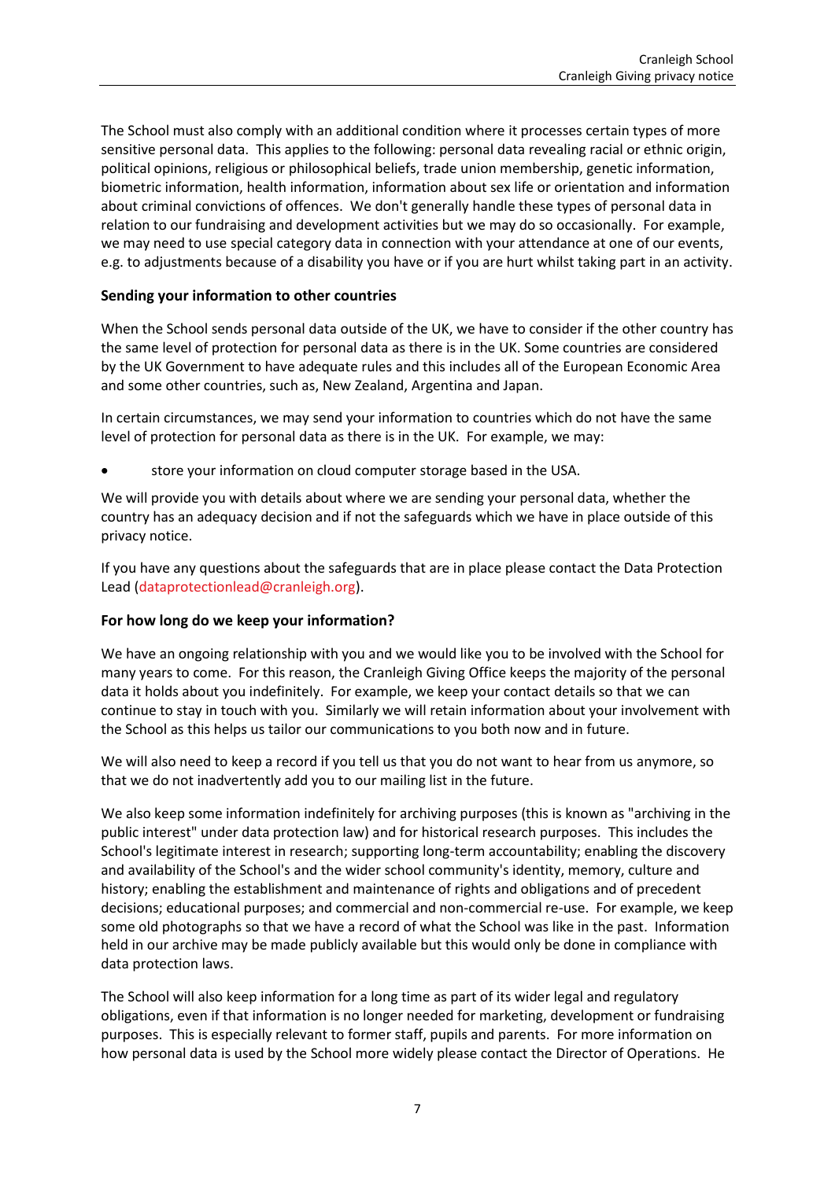The School must also comply with an additional condition where it processes certain types of more sensitive personal data. This applies to the following: personal data revealing racial or ethnic origin, political opinions, religious or philosophical beliefs, trade union membership, genetic information, biometric information, health information, information about sex life or orientation and information about criminal convictions of offences. We don't generally handle these types of personal data in relation to our fundraising and development activities but we may do so occasionally. For example, we may need to use special category data in connection with your attendance at one of our events, e.g. to adjustments because of a disability you have or if you are hurt whilst taking part in an activity.

**Sending your information to other countries**

When the School sends personal data outside of the UK, we have to consider if the other country has the same level of protection for personal data as there is in the UK. Some countries are considered by the UK Government to have adequate rules and this includes all of the European Economic Area and some other countries, such as, New Zealand, Argentina and Japan.

In certain circumstances, we may send your information to countries which do not have the same level of protection for personal data as there is in the UK. For example, we may:

- store your information on cloud computer storage based in the USA.

We will provide you with details about where we are sending your personal data, whether the country has an adequacy decision and if not the safeguards which we have in place outside of this privacy notice.

If you have any questions about the safeguards that are in place please contact the Data Protection Lead (dataprotectionlead@cranleigh.org).

**For how long do we keep your information?**

We have an ongoing relationship with you and we would like you to be involved with the School for many years to come. For this reason, the Cranleigh Giving Office keeps the majority of the personal data it holds about you indefinitely. For example, we keep your contact details so that we can continue to stay in touch with you. Similarly we will retain information about your involvement with the School as this helps us tailor our communications to you both now and in future.

We will also need to keep a record if you tell us that you do not want to hear from us anymore, so that we do not inadvertently add you to our mailing list in the future.

We also keep some information indefinitely for archiving purposes (this is known as "archiving in the public interest" under data protection law) and for historical research purposes. This includes the School's legitimate interest in research; supporting long-term accountability; enabling the discovery and availability of the School's and the wider school community's identity, memory, culture and history; enabling the establishment and maintenance of rights and obligations and of precedent decisions; educational purposes; and commercial and non-commercial re-use. For example, we keep some old photographs so that we have a record of what the School was like in the past. Information held in our archive may be made publicly available but this would only be done in compliance with data protection laws.

The School will also keep information for a long time as part of its wider legal and regulatory obligations, even if that information is no longer needed for marketing, development or fundraising purposes. This is especially relevant to former staff, pupils and parents. For more information on how personal data is used by the School more widely please contact the Director of Operations. He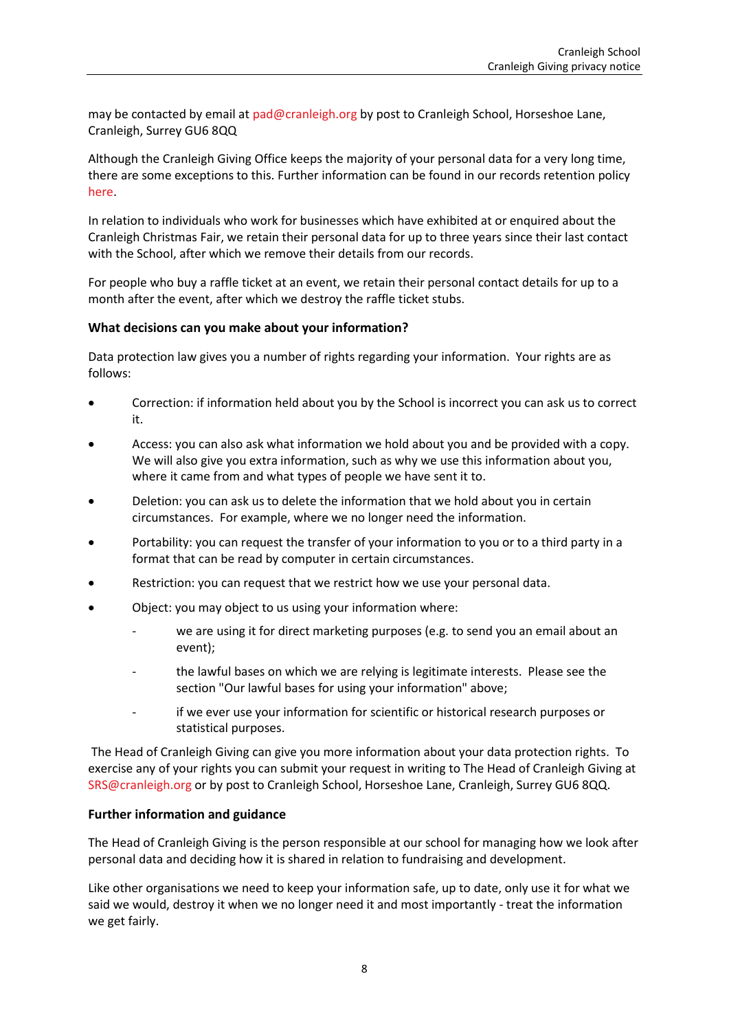may be contacted by email at pad@cranleigh.org by post to Cranleigh School, Horseshoe Lane, Cranleigh, Surrey GU6 8QQ

Although the Cranleigh Giving Office keeps the majority of your personal data for a very long time, there are some exceptions to this. Further information can be found in our records retention policy here.

In relation to individuals who work for businesses which have exhibited at or enquired about the Cranleigh Christmas Fair, we retain their personal data for up to three years since their last contact with the School, after which we remove their details from our records.

For people who buy a raffle ticket at an event, we retain their personal contact details for up to a month after the event, after which we destroy the raffle ticket stubs.

**What decisions can you make about your information?**

Data protection law gives you a number of rights regarding your information. Your rights are as follows:

- Correction: if information held about you by the School is incorrect you can ask us to correct it.
- Access: you can also ask what information we hold about you and be provided with a copy. We will also give you extra information, such as why we use this information about you, where it came from and what types of people we have sent it to.
- Deletion: you can ask us to delete the information that we hold about you in certain circumstances. For example, where we no longer need the information.
- Portability: you can request the transfer of your information to you or to a third party in a format that can be read by computer in certain circumstances.
- Restriction: you can request that we restrict how we use your personal data.
- Object: you may object to us using your information where:
  - we are using it for direct marketing purposes (e.g. to send you an email about an event);
  - the lawful bases on which we are relying is legitimate interests. Please see the section "Our lawful bases for using your information" above;
  - if we ever use your information for scientific or historical research purposes or statistical purposes.

The Head of Cranleigh Giving can give you more information about your data protection rights. To exercise any of your rights you can submit your request in writing to The Head of Cranleigh Giving at SRS@cranleigh.org or by post to Cranleigh School, Horseshoe Lane, Cranleigh, Surrey GU6 8QQ.

**Further information and guidance**

The Head of Cranleigh Giving is the person responsible at our school for managing how we look after personal data and deciding how it is shared in relation to fundraising and development.

Like other organisations we need to keep your information safe, up to date, only use it for what we said we would, destroy it when we no longer need it and most importantly - treat the information we get fairly.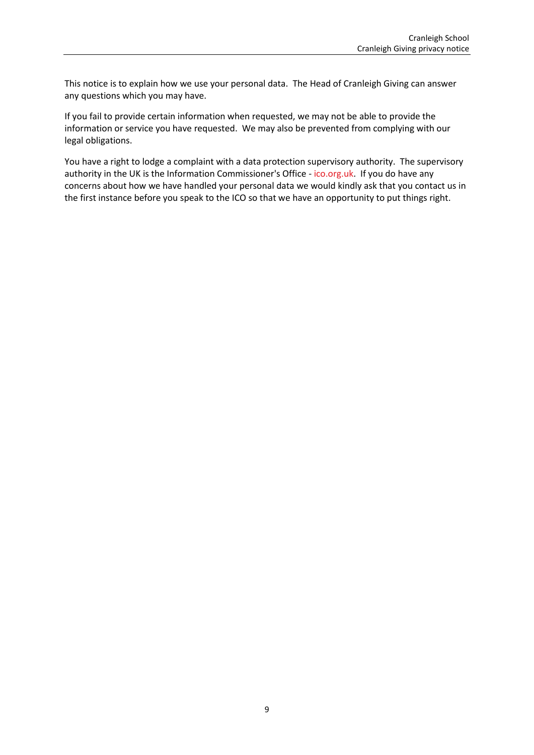This notice is to explain how we use your personal data. The Head of Cranleigh Giving can answer any questions which you may have.

If you fail to provide certain information when requested, we may not be able to provide the information or service you have requested. We may also be prevented from complying with our legal obligations.

You have a right to lodge a complaint with a data protection supervisory authority. The supervisory authority in the UK is the Information Commissioner's Office - ico.org.uk. If you do have any concerns about how we have handled your personal data we would kindly ask that you contact us in the first instance before you speak to the ICO so that we have an opportunity to put things right.